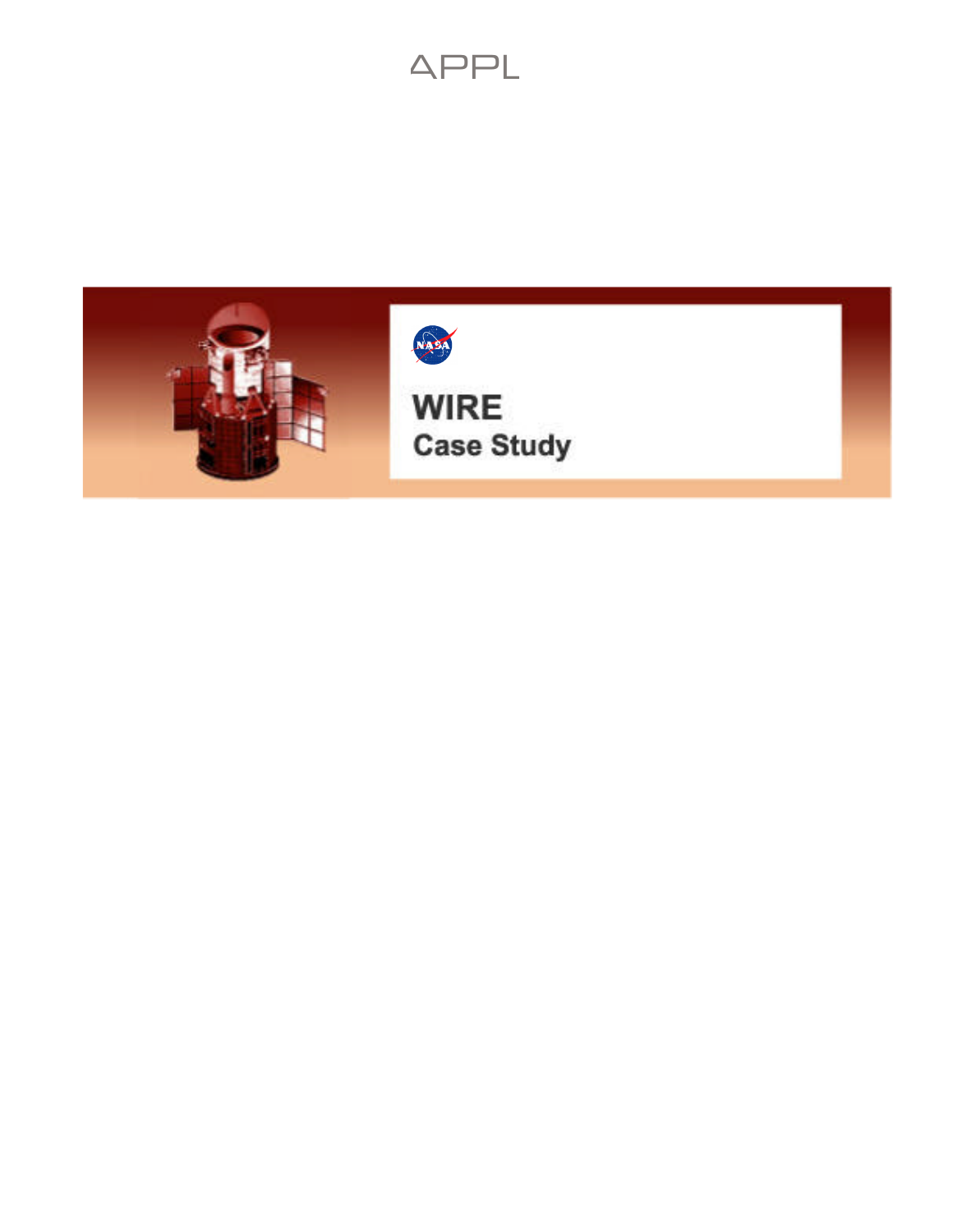APPL

# WIRE

## Case Study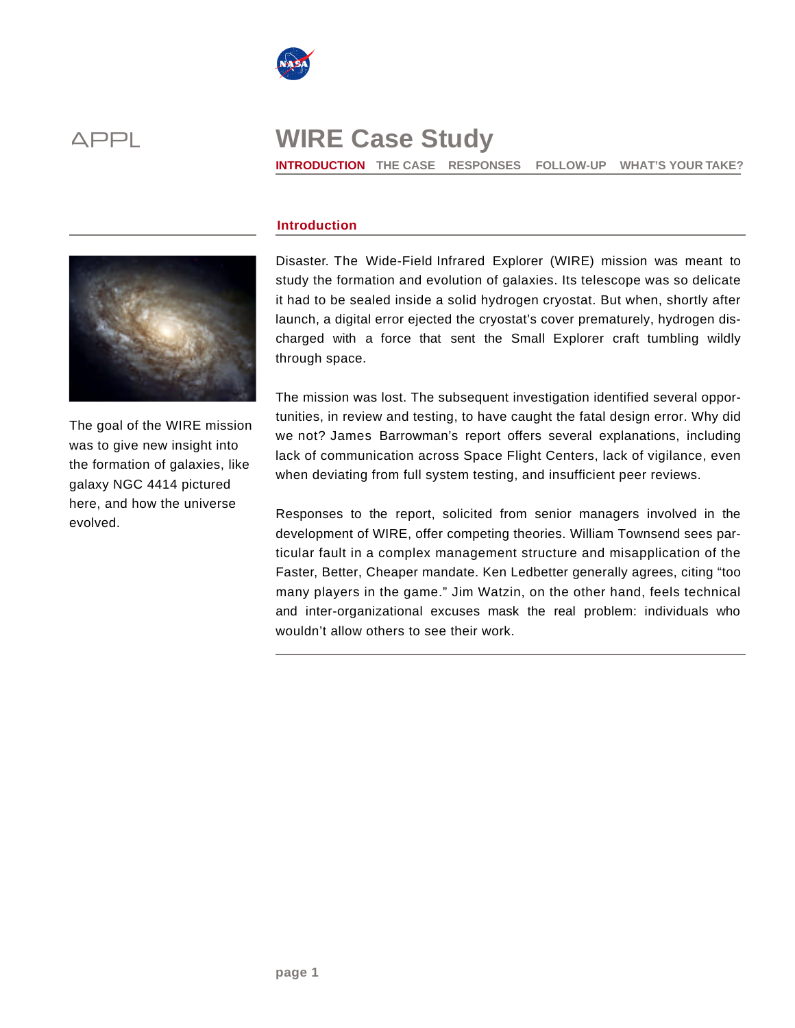# WIRE Case Study

**INTRODUCTION** THE CASE RESPONSES FOLLOW-UP WHAT'S YOUR TAKE?

## Introduction

The goal of the WIRE mission was to give new insight into the formation of galaxies, like galaxy NGC 4414 pictured here, and how the universe evolved.

Disaster. The Wide-Field Infrared Explorer (WIRE) mission was meant to study the formation and evolution of galaxies. Its telescope was so delicate it had to be sealed inside a solid hydrogen cryostat. But when, shortly after launch, a digital error ejected the cryostat's cover prematurely, hydrogen discharged with a force that sent the Small Explorer craft tumbling wildly through space.

The mission was lost. The subsequent investigation identified several opportunities, in review and testing, to have caught the fatal design error. Why did we not? James Barrowman's report offers several explanations, including lack of communication across Space Flight Centers, lack of vigilance, even when deviating from full system testing, and insufficient peer reviews.

Responses to the report, solicited from senior managers involved in the development of WIRE, offer competing theories. William Townsend sees particular fault in a complex management structure and misapplication of the Faster, Better, Cheaper mandate. Ken Ledbetter generally agrees, citing "too many players in the game." Jim Watzin, on the other hand, feels technical and inter-organizational excuses mask the real problem: individuals who wouldn't allow others to see their work.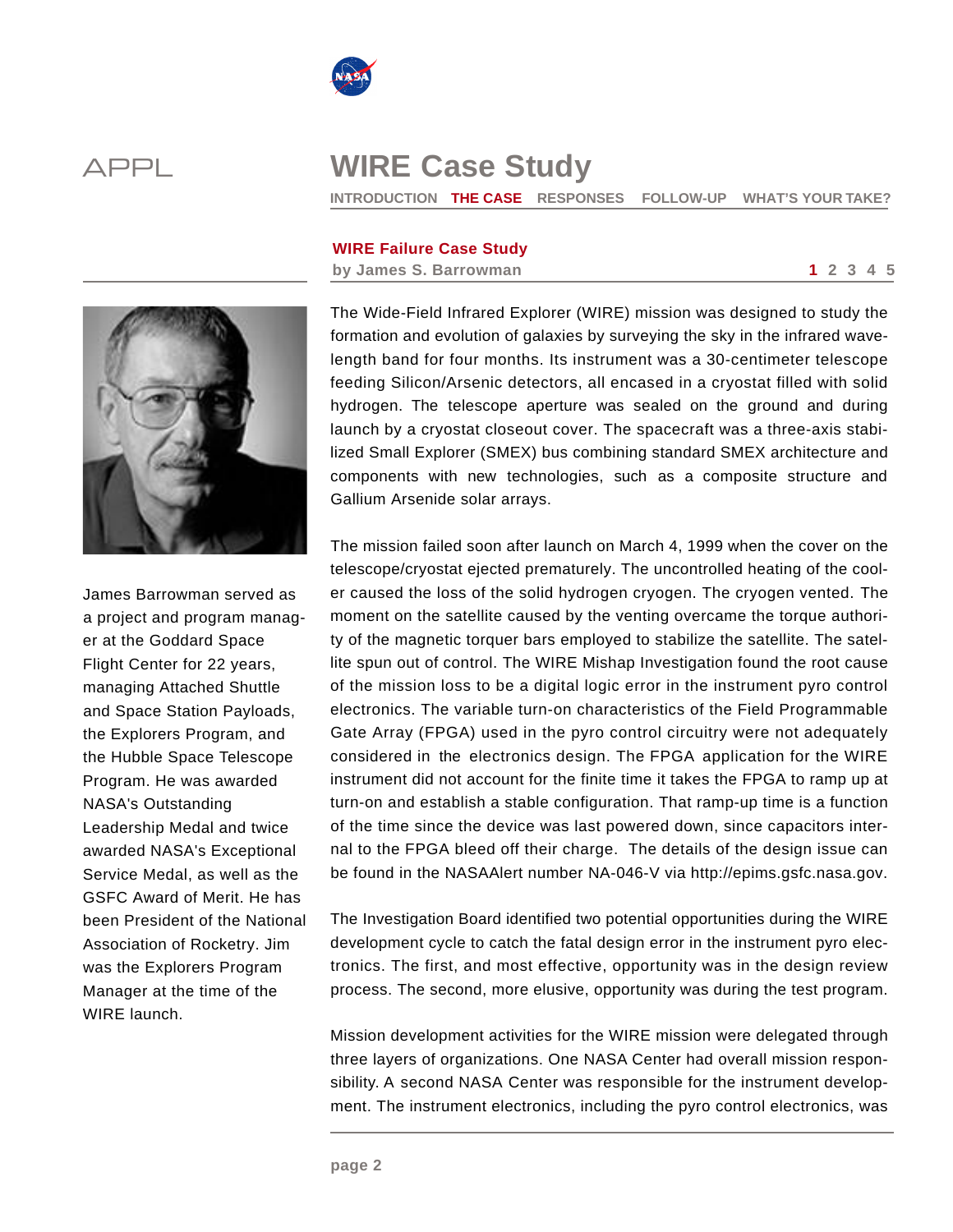APPL

# WIRE Case Study

INTRODUCTION **THE CASE** RESPONSES FOLLOW-UP WHAT'S YOUR TAKE?

## WIRE Failure Case Study

**by James S. Barrowman**

James Barrowman served as a project and program manager at the Goddard Space Flight Center for 22 years, managing Attached Shuttle and Space Station Payloads, the Explorers Program, and the Hubble Space Telescope Program. He was awarded NASA's Outstanding Leadership Medal and twice awarded NASA's Exceptional Service Medal, as well as the GSFC Award of Merit. He has been President of the National Association of Rocketry. Jim was the Explorers Program Manager at the time of the WIRE launch.

The Wide-Field Infrared Explorer (WIRE) mission was designed to study the formation and evolution of galaxies by surveying the sky in the infrared wavelength band for four months. Its instrument was a 30-centimeter telescope feeding Silicon/Arsenic detectors, all encased in a cryostat filled with solid hydrogen. The telescope aperture was sealed on the ground and during launch by a cryostat closeout cover. The spacecraft was a three-axis stabilized Small Explorer (SMEX) bus combining standard SMEX architecture and components with new technologies, such as a composite structure and Gallium Arsenide solar arrays.

The mission failed soon after launch on March 4, 1999 when the cover on the telescope/cryostat ejected prematurely. The uncontrolled heating of the cooler caused the loss of the solid hydrogen cryogen. The cryogen vented. The moment on the satellite caused by the venting overcame the torque authority of the magnetic torquer bars employed to stabilize the satellite. The satellite spun out of control. The WIRE Mishap Investigation found the root cause of the mission loss to be a digital logic error in the instrument pyro control electronics. The variable turn-on characteristics of the Field Programmable Gate Array (FPGA) used in the pyro control circuitry were not adequately considered in the electronics design. The FPGA application for the WIRE instrument did not account for the finite time it takes the FPGA to ramp up at turn-on and establish a stable configuration. That ramp-up time is a function of the time since the device was last powered down, since capacitors internal to the FPGA bleed off their charge. The details of the design issue can be found in the NASAAlert number NA-046-V via http://epims.gsfc.nasa.gov.

The Investigation Board identified two potential opportunities during the WIRE development cycle to catch the fatal design error in the instrument pyro electronics. The first, and most effective, opportunity was in the design review process. The second, more elusive, opportunity was during the test program.

Mission development activities for the WIRE mission were delegated through three layers of organizations. One NASA Center had overall mission responsibility. A second NASA Center was responsible for the instrument development. The instrument electronics, including the pyro control electronics, was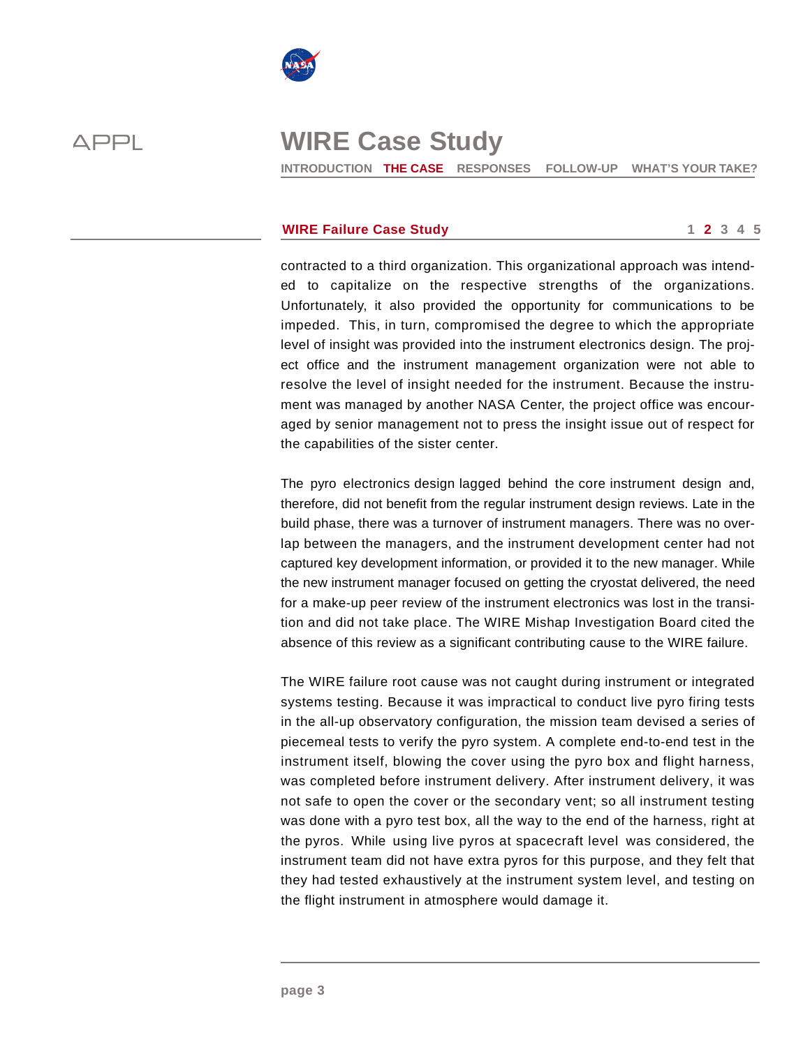contracted to a third organization. This organizational approach was intended to capitalize on the respective strengths of the organizations. Unfortunately, it also provided the opportunity for communications to be impeded. This, in turn, compromised the degree to which the appropriate level of insight was provided into the instrument electronics design. The project office and the instrument management organization were not able to resolve the level of insight needed for the instrument. Because the instrument was managed by another NASA Center, the project office was encouraged by senior management not to press the insight issue out of respect for the capabilities of the sister center.

The pyro electronics design lagged behind the core instrument design and, therefore, did not benefit from the regular instrument design reviews. Late in the build phase, there was a turnover of instrument managers. There was no overlap between the managers, and the instrument development center had not captured key development information, or provided it to the new manager. While the new instrument manager focused on getting the cryostat delivered, the need for a make-up peer review of the instrument electronics was lost in the transition and did not take place. The WIRE Mishap Investigation Board cited the absence of this review as a significant contributing cause to the WIRE failure.

The WIRE failure root cause was not caught during instrument or integrated systems testing. Because it was impractical to conduct live pyro firing tests in the all-up observatory configuration, the mission team devised a series of piecemeal tests to verify the pyro system. A complete end-to-end test in the instrument itself, blowing the cover using the pyro box and flight harness, was completed before instrument delivery. After instrument delivery, it was not safe to open the cover or the secondary vent; so all instrument testing was done with a pyro test box, all the way to the end of the harness, right at the pyros. While using live pyros at spacecraft level was considered, the instrument team did not have extra pyros for this purpose, and they felt that they had tested exhaustively at the instrument system level, and testing on the flight instrument in atmosphere would damage it.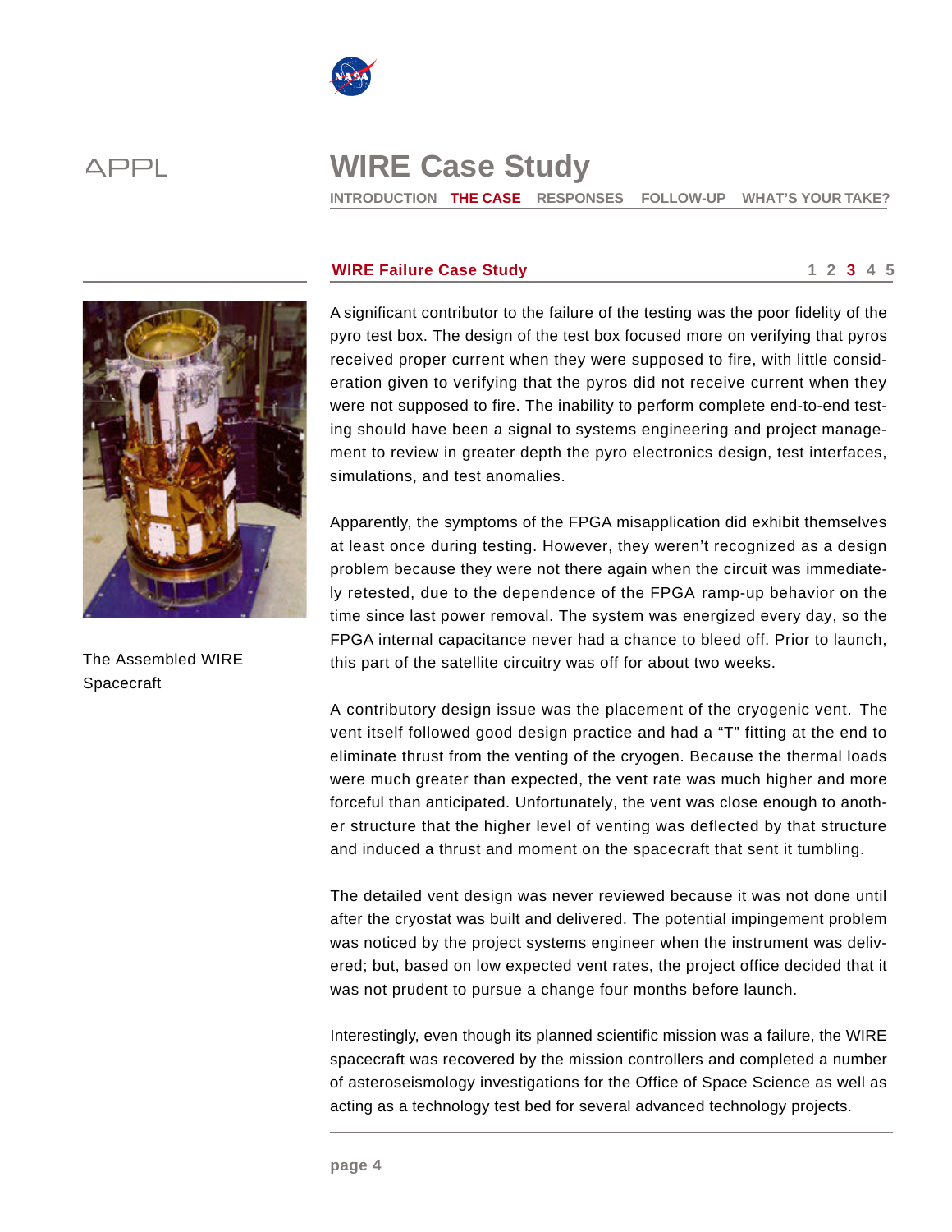# WIRE Case Study

INTRODUCTION THE CASE RESPONSES FOLLOW-UP WHAT'S YOUR TAKE?

## WIRE Failure Case Study

The Assembled WIRE Spacecraft

A significant contributor to the failure of the testing was the poor fidelity of the pyro test box. The design of the test box focused more on verifying that pyros received proper current when they were supposed to fire, with little consideration given to verifying that the pyros did not receive current when they were not supposed to fire. The inability to perform complete end-to-end testing should have been a signal to systems engineering and project management to review in greater depth the pyro electronics design, test interfaces, simulations, and test anomalies.

Apparently, the symptoms of the FPGA misapplication did exhibit themselves at least once during testing. However, they weren't recognized as a design problem because they were not there again when the circuit was immediately retested, due to the dependence of the FPGA ramp-up behavior on the time since last power removal. The system was energized every day, so the FPGA internal capacitance never had a chance to bleed off. Prior to launch, this part of the satellite circuitry was off for about two weeks.

A contributory design issue was the placement of the cryogenic vent. The vent itself followed good design practice and had a "T" fitting at the end to eliminate thrust from the venting of the cryogen. Because the thermal loads were much greater than expected, the vent rate was much higher and more forceful than anticipated. Unfortunately, the vent was close enough to another structure that the higher level of venting was deflected by that structure and induced a thrust and moment on the spacecraft that sent it tumbling.

The detailed vent design was never reviewed because it was not done until after the cryostat was built and delivered. The potential impingement problem was noticed by the project systems engineer when the instrument was delivered; but, based on low expected vent rates, the project office decided that it was not prudent to pursue a change four months before launch.

Interestingly, even though its planned scientific mission was a failure, the WIRE spacecraft was recovered by the mission controllers and completed a number of asteroseismology investigations for the Office of Space Science as well as acting as a technology test bed for several advanced technology projects.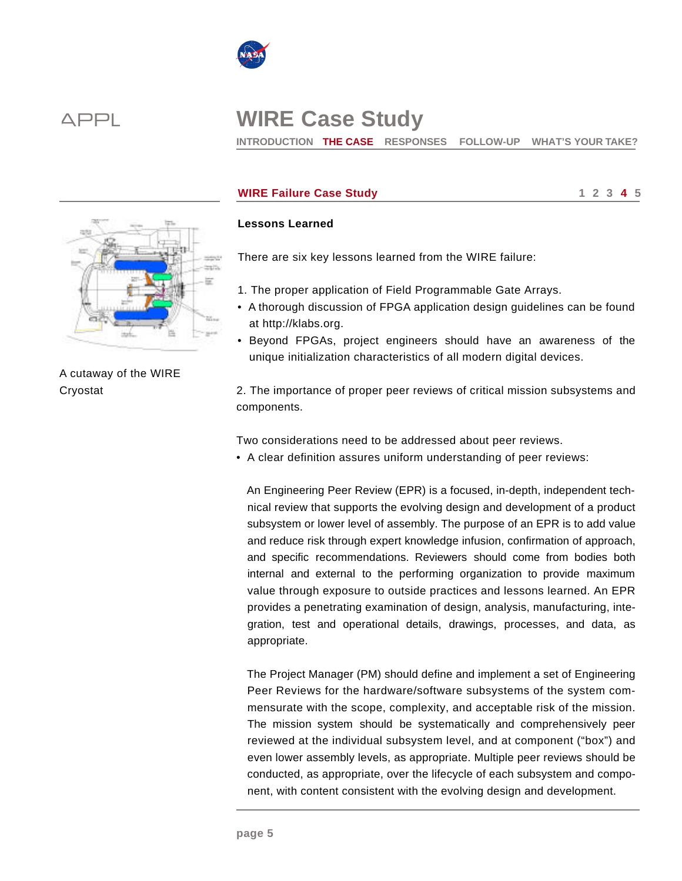## WIRE Failure Case Study

### Lessons Learned

There are six key lessons learned from the WIRE failure:

1. The proper application of Field Programmable Gate Arrays.

- A thorough discussion of FPGA application design guidelines can be found at http://klabs.org.
- Beyond FPGAs, project engineers should have an awareness of the unique initialization characteristics of all modern digital devices.

2. The importance of proper peer reviews of critical mission subsystems and components.

Two considerations need to be addressed about peer reviews.

- A clear definition assures uniform understanding of peer reviews:

An Engineering Peer Review (EPR) is a focused, in-depth, independent technical review that supports the evolving design and development of a product subsystem or lower level of assembly. The purpose of an EPR is to add value and reduce risk through expert knowledge infusion, confirmation of approach, and specific recommendations. Reviewers should come from bodies both internal and external to the performing organization to provide maximum value through exposure to outside practices and lessons learned. An EPR provides a penetrating examination of design, analysis, manufacturing, integration, test and operational details, drawings, processes, and data, as appropriate.

The Project Manager (PM) should define and implement a set of Engineering Peer Reviews for the hardware/software subsystems of the system commensurate with the scope, complexity, and acceptable risk of the mission. The mission system should be systematically and comprehensively peer reviewed at the individual subsystem level, and at component ("box") and even lower assembly levels, as appropriate. Multiple peer reviews should be conducted, as appropriate, over the lifecycle of each subsystem and component, with content consistent with the evolving design and development.

A cutaway of the WIRE Cryostat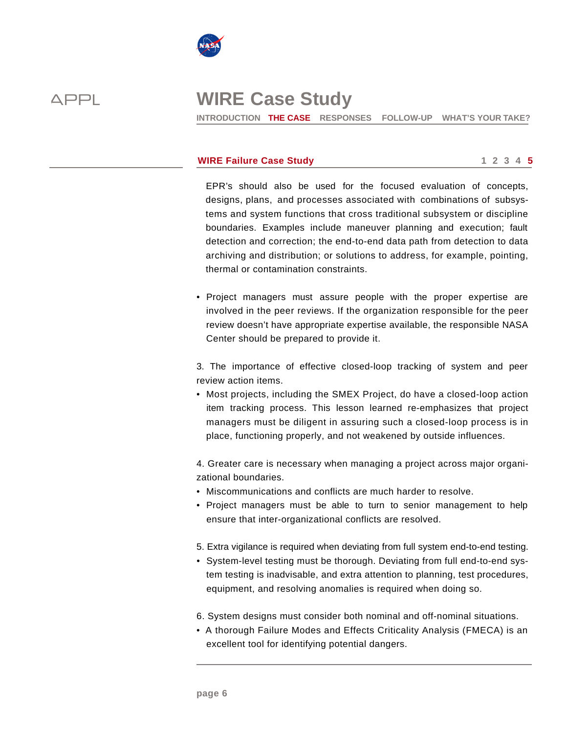## WIRE Failure Case Study

EPR's should also be used for the focused evaluation of concepts, designs, plans, and processes associated with combinations of subsystems and system functions that cross traditional subsystem or discipline boundaries. Examples include maneuver planning and execution; fault detection and correction; the end-to-end data path from detection to data archiving and distribution; or solutions to address, for example, pointing, thermal or contamination constraints.

- Project managers must assure people with the proper expertise are involved in the peer reviews. If the organization responsible for the peer review doesn't have appropriate expertise available, the responsible NASA Center should be prepared to provide it.

3. The importance of effective closed-loop tracking of system and peer review action items.

- Most projects, including the SMEX Project, do have a closed-loop action item tracking process. This lesson learned re-emphasizes that project managers must be diligent in assuring such a closed-loop process is in place, functioning properly, and not weakened by outside influences.

4. Greater care is necessary when managing a project across major organizational boundaries.

- Miscommunications and conflicts are much harder to resolve.
- Project managers must be able to turn to senior management to help ensure that inter-organizational conflicts are resolved.

5. Extra vigilance is required when deviating from full system end-to-end testing.

- System-level testing must be thorough. Deviating from full end-to-end system testing is inadvisable, and extra attention to planning, test procedures, equipment, and resolving anomalies is required when doing so.

6. System designs must consider both nominal and off-nominal situations.

- A thorough Failure Modes and Effects Criticality Analysis (FMECA) is an excellent tool for identifying potential dangers.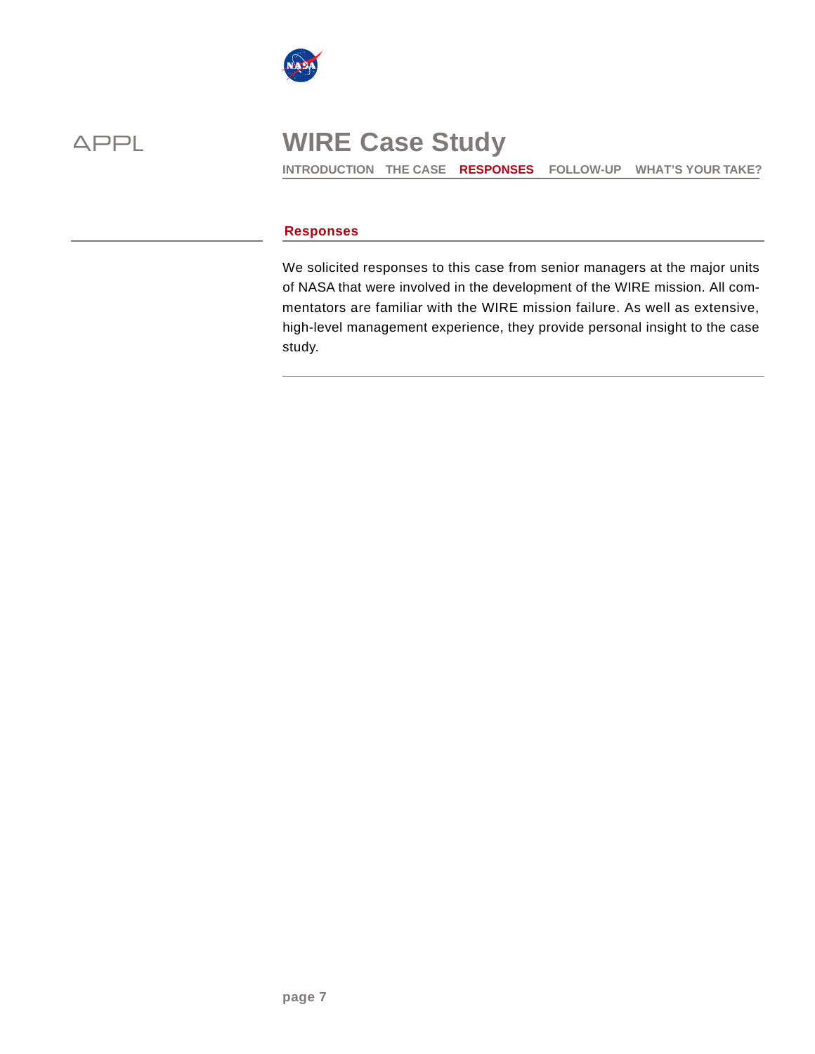# WIRE Case Study

INTRODUCTION THE CASE **RESPONSES** FOLLOW-UP WHAT'S YOUR TAKE?

## Responses

We solicited responses to this case from senior managers at the major units of NASA that were involved in the development of the WIRE mission. All commentators are familiar with the WIRE mission failure. As well as extensive, high-level management experience, they provide personal insight to the case study.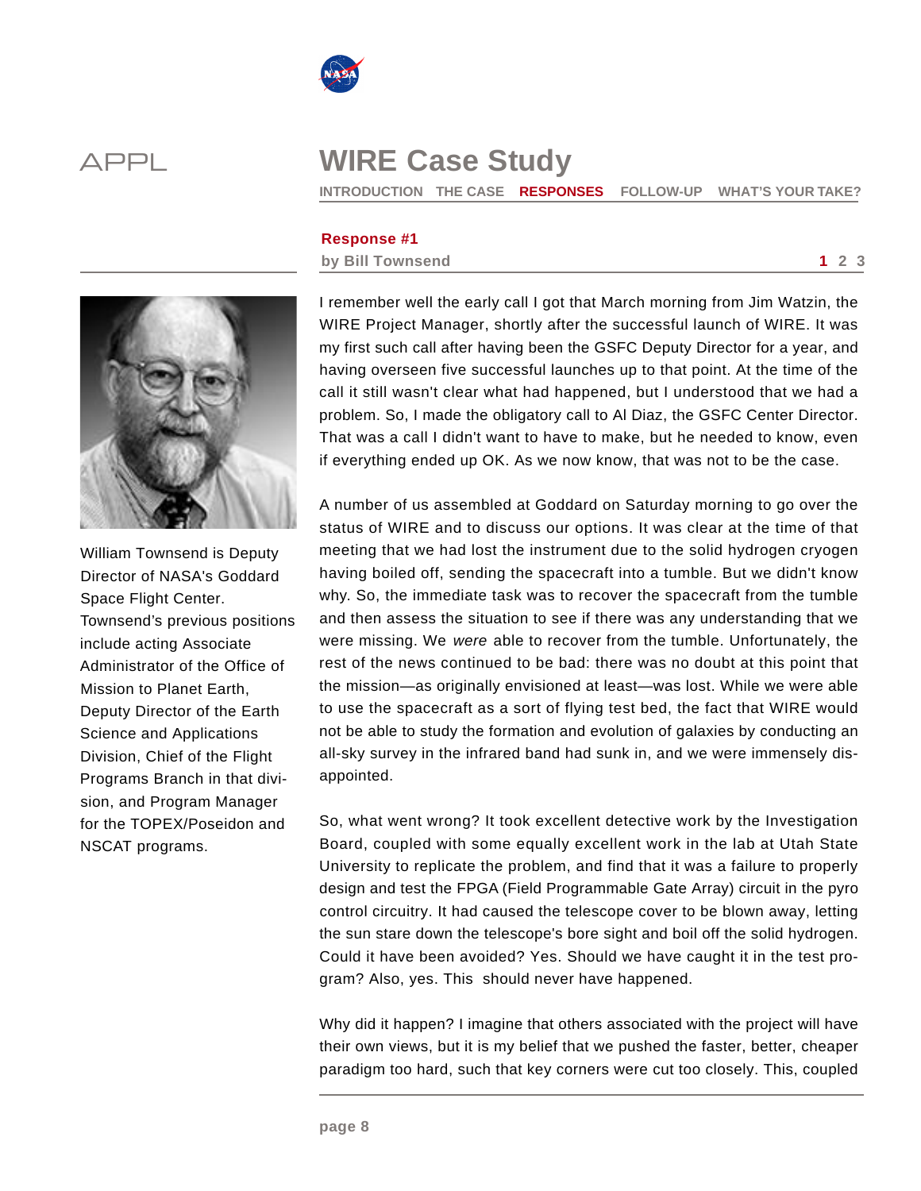# WIRE Case Study

INTRODUCTION THE CASE **RESPONSES** FOLLOW-UP WHAT'S YOUR TAKE?

## Response #1

**by Bill Townsend**

William Townsend is Deputy Director of NASA's Goddard Space Flight Center. Townsend's previous positions include acting Associate Administrator of the Office of Mission to Planet Earth, Deputy Director of the Earth Science and Applications Division, Chief of the Flight Programs Branch in that division, and Program Manager for the TOPEX/Poseidon and NSCAT programs.

I remember well the early call I got that March morning from Jim Watzin, the WIRE Project Manager, shortly after the successful launch of WIRE. It was my first such call after having been the GSFC Deputy Director for a year, and having overseen five successful launches up to that point. At the time of the call it still wasn't clear what had happened, but I understood that we had a problem. So, I made the obligatory call to Al Diaz, the GSFC Center Director. That was a call I didn't want to have to make, but he needed to know, even if everything ended up OK. As we now know, that was not to be the case.

A number of us assembled at Goddard on Saturday morning to go over the status of WIRE and to discuss our options. It was clear at the time of that meeting that we had lost the instrument due to the solid hydrogen cryogen having boiled off, sending the spacecraft into a tumble. But we didn't know why. So, the immediate task was to recover the spacecraft from the tumble and then assess the situation to see if there was any understanding that we were missing. We *were* able to recover from the tumble. Unfortunately, the rest of the news continued to be bad: there was no doubt at this point that the mission—as originally envisioned at least—was lost. While we were able to use the spacecraft as a sort of flying test bed, the fact that WIRE would not be able to study the formation and evolution of galaxies by conducting an all-sky survey in the infrared band had sunk in, and we were immensely disappointed.

So, what went wrong? It took excellent detective work by the Investigation Board, coupled with some equally excellent work in the lab at Utah State University to replicate the problem, and find that it was a failure to properly design and test the FPGA (Field Programmable Gate Array) circuit in the pyro control circuitry. It had caused the telescope cover to be blown away, letting the sun stare down the telescope's bore sight and boil off the solid hydrogen. Could it have been avoided? Yes. Should we have caught it in the test program? Also, yes. This should never have happened.

Why did it happen? I imagine that others associated with the project will have their own views, but it is my belief that we pushed the faster, better, cheaper paradigm too hard, such that key corners were cut too closely. This, coupled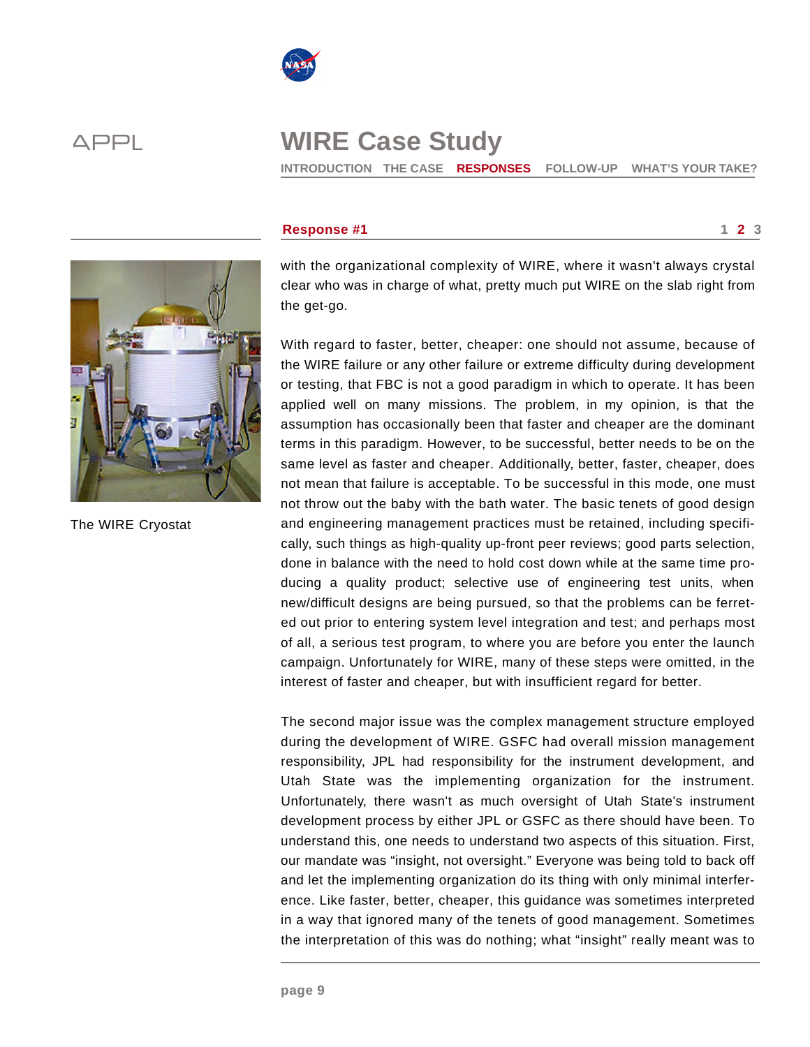## Response #1

with the organizational complexity of WIRE, where it wasn't always crystal clear who was in charge of what, pretty much put WIRE on the slab right from the get-go.

With regard to faster, better, cheaper: one should not assume, because of the WIRE failure or any other failure or extreme difficulty during development or testing, that FBC is not a good paradigm in which to operate. It has been applied well on many missions. The problem, in my opinion, is that the assumption has occasionally been that faster and cheaper are the dominant terms in this paradigm. However, to be successful, better needs to be on the same level as faster and cheaper. Additionally, better, faster, cheaper, does not mean that failure is acceptable. To be successful in this mode, one must not throw out the baby with the bath water. The basic tenets of good design and engineering management practices must be retained, including specifically, such things as high-quality up-front peer reviews; good parts selection, done in balance with the need to hold cost down while at the same time producing a quality product; selective use of engineering test units, when new/difficult designs are being pursued, so that the problems can be ferreted out prior to entering system level integration and test; and perhaps most of all, a serious test program, to where you are before you enter the launch campaign. Unfortunately for WIRE, many of these steps were omitted, in the interest of faster and cheaper, but with insufficient regard for better.

The second major issue was the complex management structure employed during the development of WIRE. GSFC had overall mission management responsibility, JPL had responsibility for the instrument development, and Utah State was the implementing organization for the instrument. Unfortunately, there wasn't as much oversight of Utah State's instrument development process by either JPL or GSFC as there should have been. To understand this, one needs to understand two aspects of this situation. First, our mandate was "insight, not oversight." Everyone was being told to back off and let the implementing organization do its thing with only minimal interference. Like faster, better, cheaper, this guidance was sometimes interpreted in a way that ignored many of the tenets of good management. Sometimes the interpretation of this was do nothing; what "insight" really meant was to

The WIRE Cryostat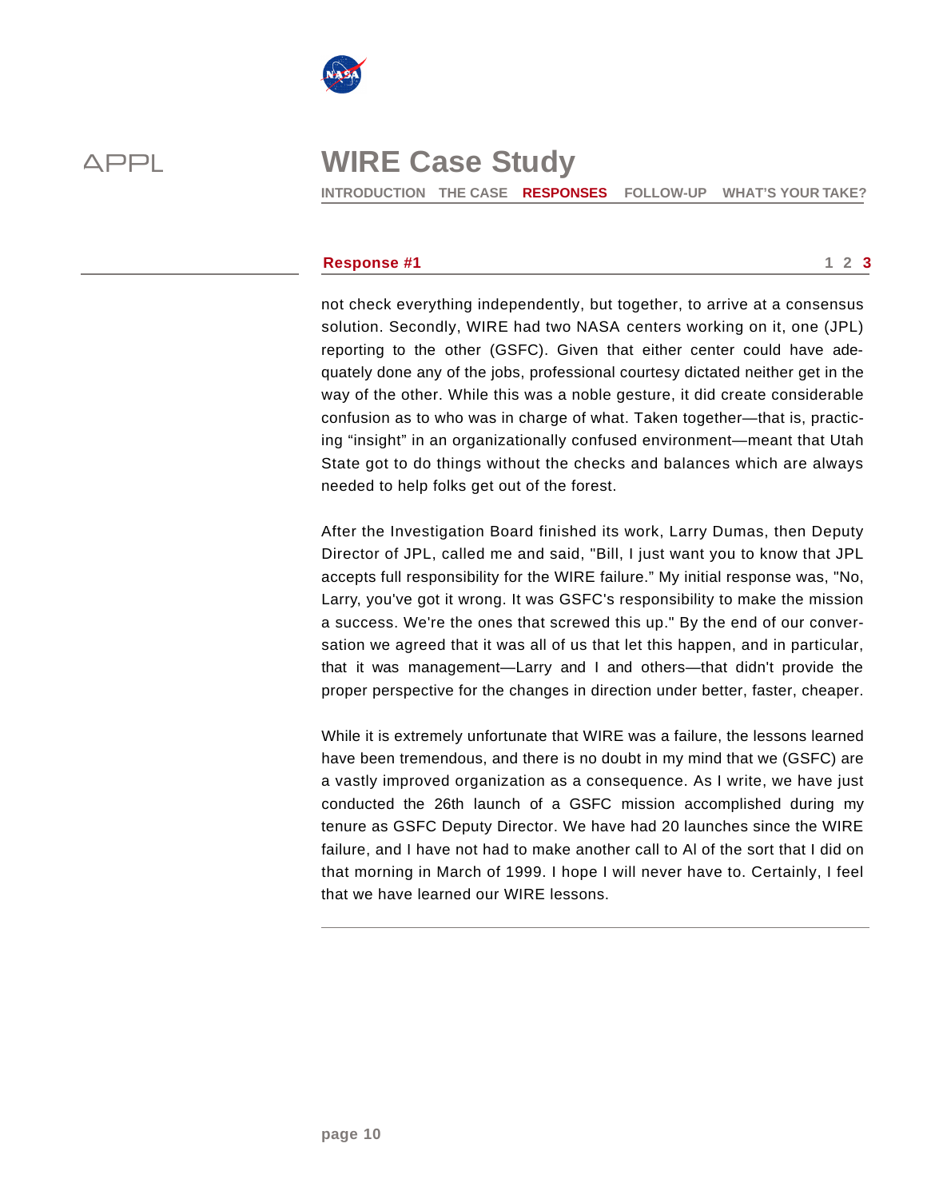## Response #1

not check everything independently, but together, to arrive at a consensus solution. Secondly, WIRE had two NASA centers working on it, one (JPL) reporting to the other (GSFC). Given that either center could have adequately done any of the jobs, professional courtesy dictated neither get in the way of the other. While this was a noble gesture, it did create considerable confusion as to who was in charge of what. Taken together—that is, practicing "insight" in an organizationally confused environment—meant that Utah State got to do things without the checks and balances which are always needed to help folks get out of the forest.

After the Investigation Board finished its work, Larry Dumas, then Deputy Director of JPL, called me and said, "Bill, I just want you to know that JPL accepts full responsibility for the WIRE failure." My initial response was, "No, Larry, you've got it wrong. It was GSFC's responsibility to make the mission a success. We're the ones that screwed this up." By the end of our conversation we agreed that it was all of us that let this happen, and in particular, that it was management—Larry and I and others—that didn't provide the proper perspective for the changes in direction under better, faster, cheaper.

While it is extremely unfortunate that WIRE was a failure, the lessons learned have been tremendous, and there is no doubt in my mind that we (GSFC) are a vastly improved organization as a consequence. As I write, we have just conducted the 26th launch of a GSFC mission accomplished during my tenure as GSFC Deputy Director. We have had 20 launches since the WIRE failure, and I have not had to make another call to Al of the sort that I did on that morning in March of 1999. I hope I will never have to. Certainly, I feel that we have learned our WIRE lessons.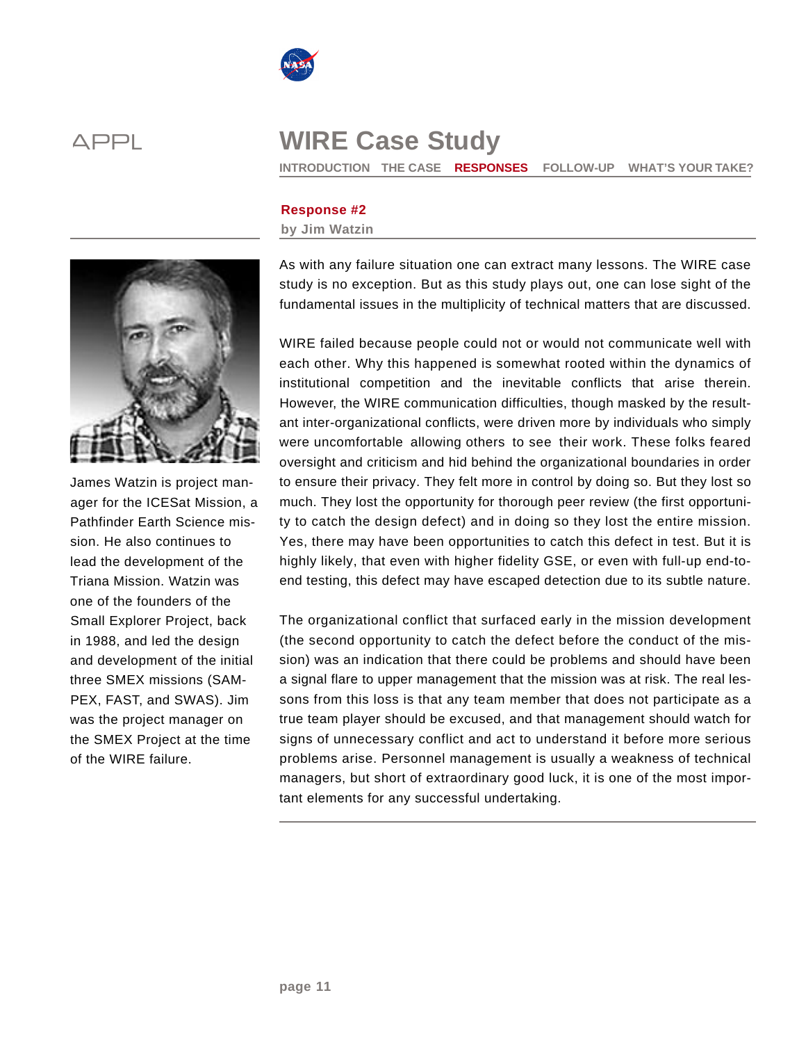# WIRE Case Study

INTRODUCTION THE CASE **RESPONSES** FOLLOW-UP WHAT'S YOUR TAKE?

## Response #2

**by Jim Watzin**

James Watzin is project manager for the ICESat Mission, a Pathfinder Earth Science mission. He also continues to lead the development of the Triana Mission. Watzin was one of the founders of the Small Explorer Project, back in 1988, and led the design and development of the initial three SMEX missions (SAMPEX, FAST, and SWAS). Jim was the project manager on the SMEX Project at the time of the WIRE failure.

As with any failure situation one can extract many lessons. The WIRE case study is no exception. But as this study plays out, one can lose sight of the fundamental issues in the multiplicity of technical matters that are discussed.

WIRE failed because people could not or would not communicate well with each other. Why this happened is somewhat rooted within the dynamics of institutional competition and the inevitable conflicts that arise therein. However, the WIRE communication difficulties, though masked by the resultant inter-organizational conflicts, were driven more by individuals who simply were uncomfortable allowing others to see their work. These folks feared oversight and criticism and hid behind the organizational boundaries in order to ensure their privacy. They felt more in control by doing so. But they lost so much. They lost the opportunity for thorough peer review (the first opportunity to catch the design defect) and in doing so they lost the entire mission. Yes, there may have been opportunities to catch this defect in test. But it is highly likely, that even with higher fidelity GSE, or even with full-up end-to-end testing, this defect may have escaped detection due to its subtle nature.

The organizational conflict that surfaced early in the mission development (the second opportunity to catch the defect before the conduct of the mission) was an indication that there could be problems and should have been a signal flare to upper management that the mission was at risk. The real lessons from this loss is that any team member that does not participate as a true team player should be excused, and that management should watch for signs of unnecessary conflict and act to understand it before more serious problems arise. Personnel management is usually a weakness of technical managers, but short of extraordinary good luck, it is one of the most important elements for any successful undertaking.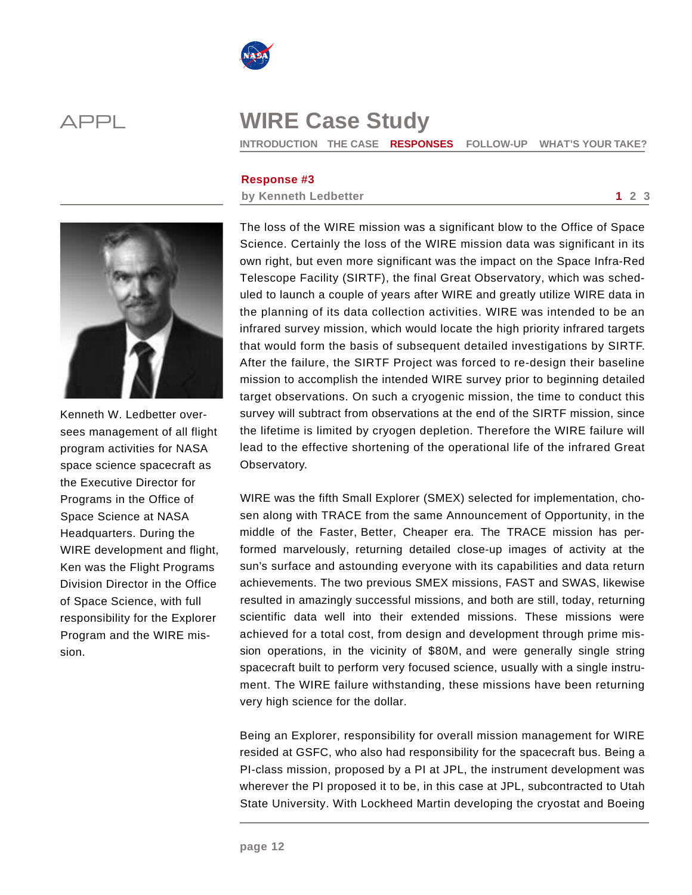APPL

# WIRE Case Study

INTRODUCTION THE CASE **RESPONSES** FOLLOW-UP WHAT'S YOUR TAKE?

## Response #3

**by Kenneth Ledbetter**

Kenneth W. Ledbetter oversees management of all flight program activities for NASA space science spacecraft as the Executive Director for Programs in the Office of Space Science at NASA Headquarters. During the WIRE development and flight, Ken was the Flight Programs Division Director in the Office of Space Science, with full responsibility for the Explorer Program and the WIRE mission.

The loss of the WIRE mission was a significant blow to the Office of Space Science. Certainly the loss of the WIRE mission data was significant in its own right, but even more significant was the impact on the Space Infra-Red Telescope Facility (SIRTF), the final Great Observatory, which was scheduled to launch a couple of years after WIRE and greatly utilize WIRE data in the planning of its data collection activities. WIRE was intended to be an infrared survey mission, which would locate the high priority infrared targets that would form the basis of subsequent detailed investigations by SIRTF. After the failure, the SIRTF Project was forced to re-design their baseline mission to accomplish the intended WIRE survey prior to beginning detailed target observations. On such a cryogenic mission, the time to conduct this survey will subtract from observations at the end of the SIRTF mission, since the lifetime is limited by cryogen depletion. Therefore the WIRE failure will lead to the effective shortening of the operational life of the infrared Great Observatory.

WIRE was the fifth Small Explorer (SMEX) selected for implementation, chosen along with TRACE from the same Announcement of Opportunity, in the middle of the Faster, Better, Cheaper era. The TRACE mission has performed marvelously, returning detailed close-up images of activity at the sun's surface and astounding everyone with its capabilities and data return achievements. The two previous SMEX missions, FAST and SWAS, likewise resulted in amazingly successful missions, and both are still, today, returning scientific data well into their extended missions. These missions were achieved for a total cost, from design and development through prime mission operations, in the vicinity of $80M, and were generally single string spacecraft built to perform very focused science, usually with a single instrument. The WIRE failure withstanding, these missions have been returning very high science for the dollar.

Being an Explorer, responsibility for overall mission management for WIRE resided at GSFC, who also had responsibility for the spacecraft bus. Being a PI-class mission, proposed by a PI at JPL, the instrument development was wherever the PI proposed it to be, in this case at JPL, subcontracted to Utah State University. With Lockheed Martin developing the cryostat and Boeing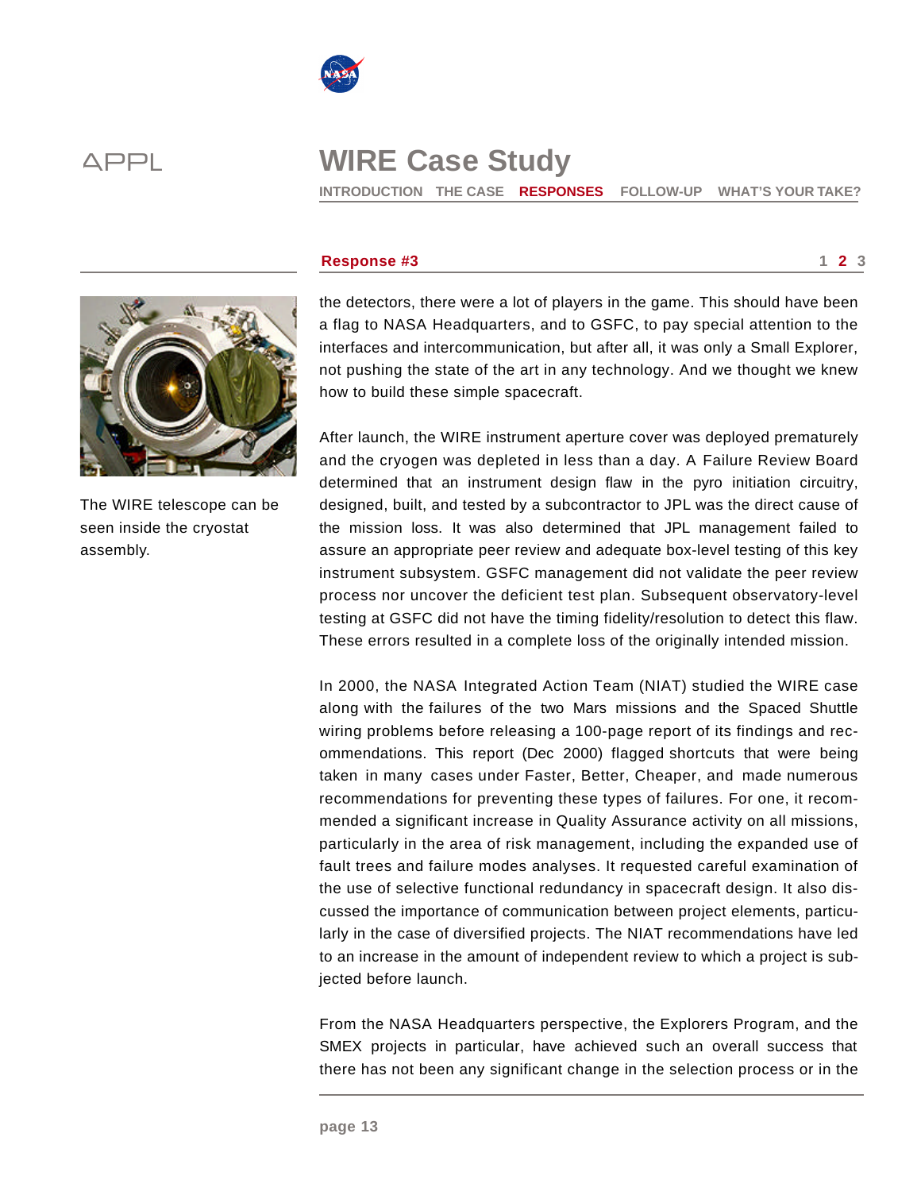## Response #3

the detectors, there were a lot of players in the game. This should have been a flag to NASA Headquarters, and to GSFC, to pay special attention to the interfaces and intercommunication, but after all, it was only a Small Explorer, not pushing the state of the art in any technology. And we thought we knew how to build these simple spacecraft.

After launch, the WIRE instrument aperture cover was deployed prematurely and the cryogen was depleted in less than a day. A Failure Review Board determined that an instrument design flaw in the pyro initiation circuitry, designed, built, and tested by a subcontractor to JPL was the direct cause of the mission loss. It was also determined that JPL management failed to assure an appropriate peer review and adequate box-level testing of this key instrument subsystem. GSFC management did not validate the peer review process nor uncover the deficient test plan. Subsequent observatory-level testing at GSFC did not have the timing fidelity/resolution to detect this flaw. These errors resulted in a complete loss of the originally intended mission.

In 2000, the NASA Integrated Action Team (NIAT) studied the WIRE case along with the failures of the two Mars missions and the Spaced Shuttle wiring problems before releasing a 100-page report of its findings and recommendations. This report (Dec 2000) flagged shortcuts that were being taken in many cases under Faster, Better, Cheaper, and made numerous recommendations for preventing these types of failures. For one, it recommended a significant increase in Quality Assurance activity on all missions, particularly in the area of risk management, including the expanded use of fault trees and failure modes analyses. It requested careful examination of the use of selective functional redundancy in spacecraft design. It also discussed the importance of communication between project elements, particularly in the case of diversified projects. The NIAT recommendations have led to an increase in the amount of independent review to which a project is subjected before launch.

From the NASA Headquarters perspective, the Explorers Program, and the SMEX projects in particular, have achieved such an overall success that there has not been any significant change in the selection process or in the

The WIRE telescope can be seen inside the cryostat assembly.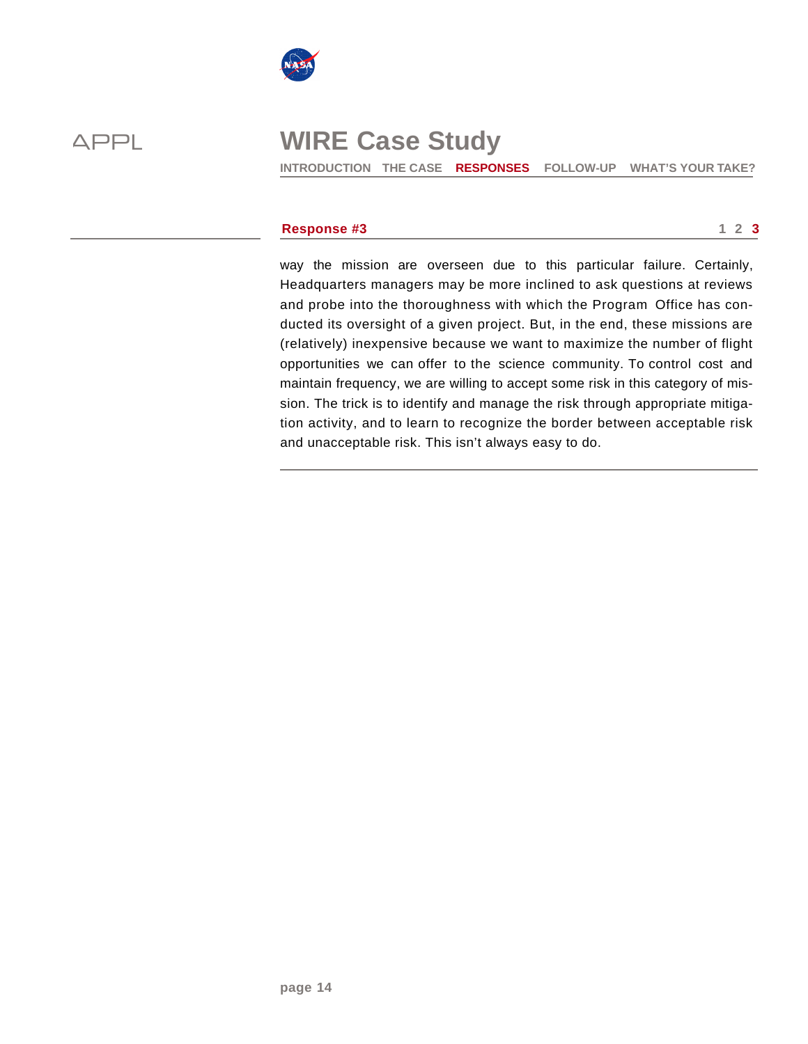## Response #3

way the mission are overseen due to this particular failure. Certainly, Headquarters managers may be more inclined to ask questions at reviews and probe into the thoroughness with which the Program Office has conducted its oversight of a given project. But, in the end, these missions are (relatively) inexpensive because we want to maximize the number of flight opportunities we can offer to the science community. To control cost and maintain frequency, we are willing to accept some risk in this category of mission. The trick is to identify and manage the risk through appropriate mitigation activity, and to learn to recognize the border between acceptable risk and unacceptable risk. This isn't always easy to do.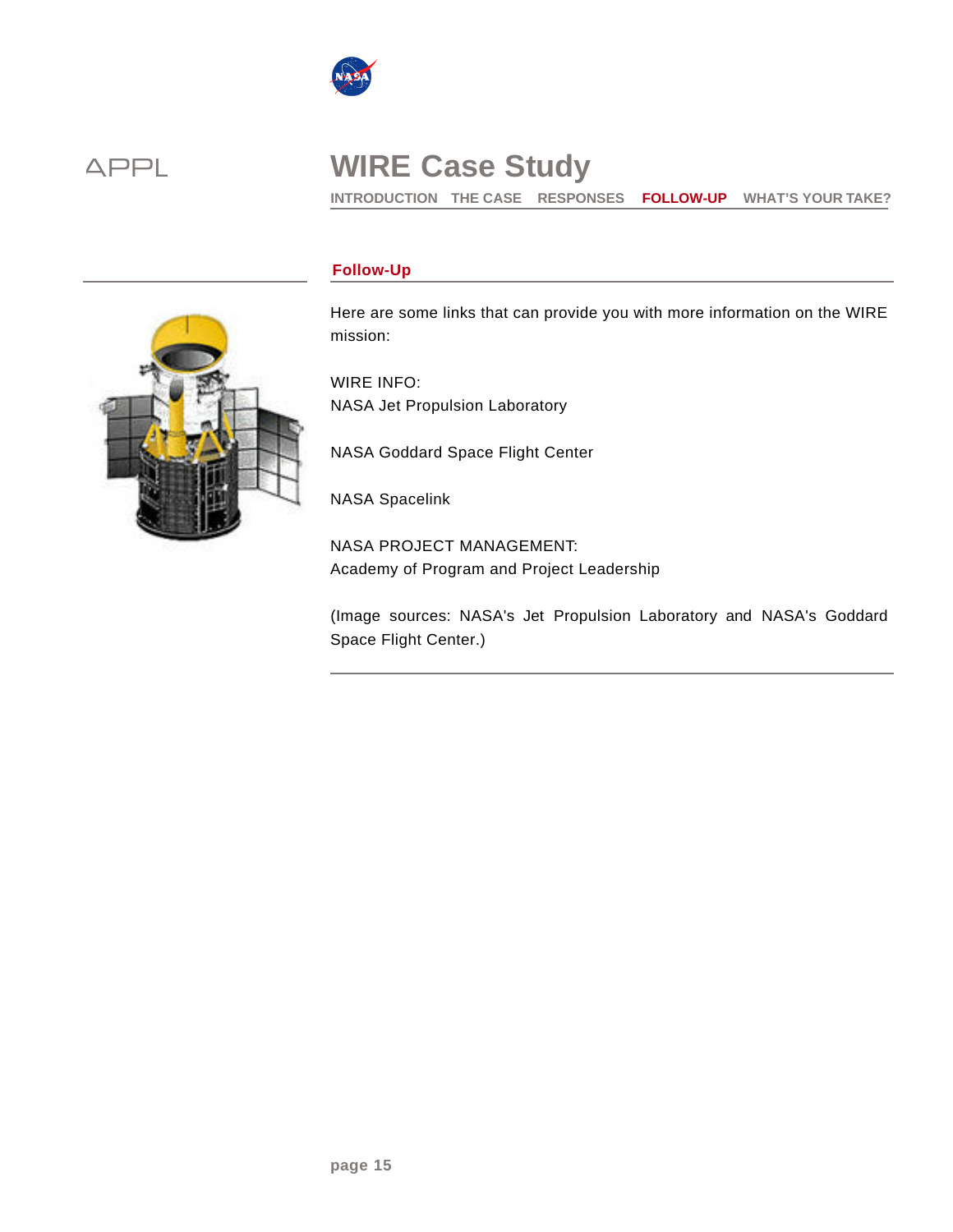# WIRE Case Study

INTRODUCTION THE CASE RESPONSES **FOLLOW-UP** WHAT'S YOUR TAKE?

## Follow-Up

Here are some links that can provide you with more information on the WIRE mission:

WIRE INFO:
NASA Jet Propulsion Laboratory

NASA Goddard Space Flight Center

NASA Spacelink

NASA PROJECT MANAGEMENT:
Academy of Program and Project Leadership

(Image sources: NASA's Jet Propulsion Laboratory and NASA's Goddard Space Flight Center.)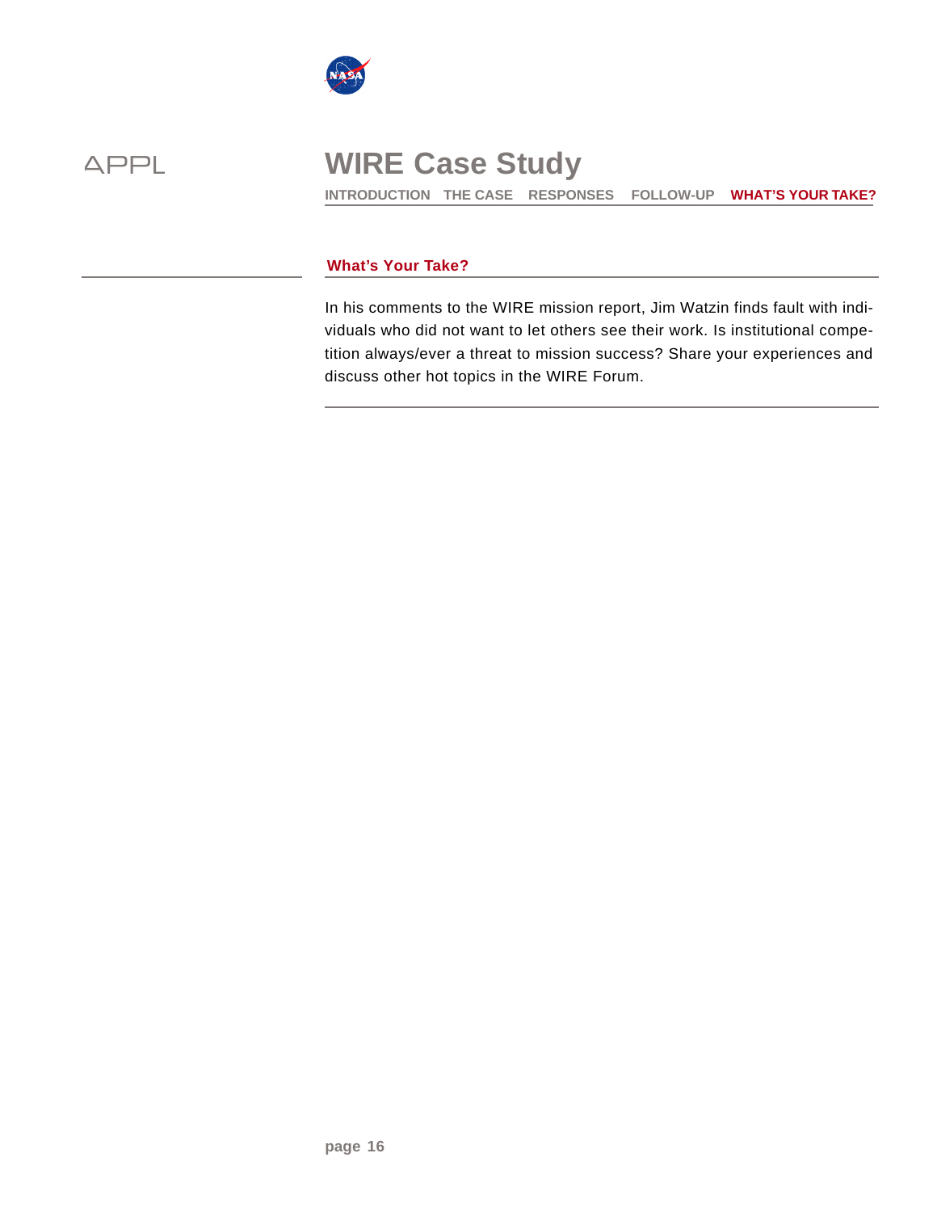# WIRE Case Study

INTRODUCTION THE CASE RESPONSES FOLLOW-UP **WHAT'S YOUR TAKE?**

## What's Your Take?

In his comments to the WIRE mission report, Jim Watzin finds fault with individuals who did not want to let others see their work. Is institutional competition always/ever a threat to mission success? Share your experiences and discuss other hot topics in the WIRE Forum.